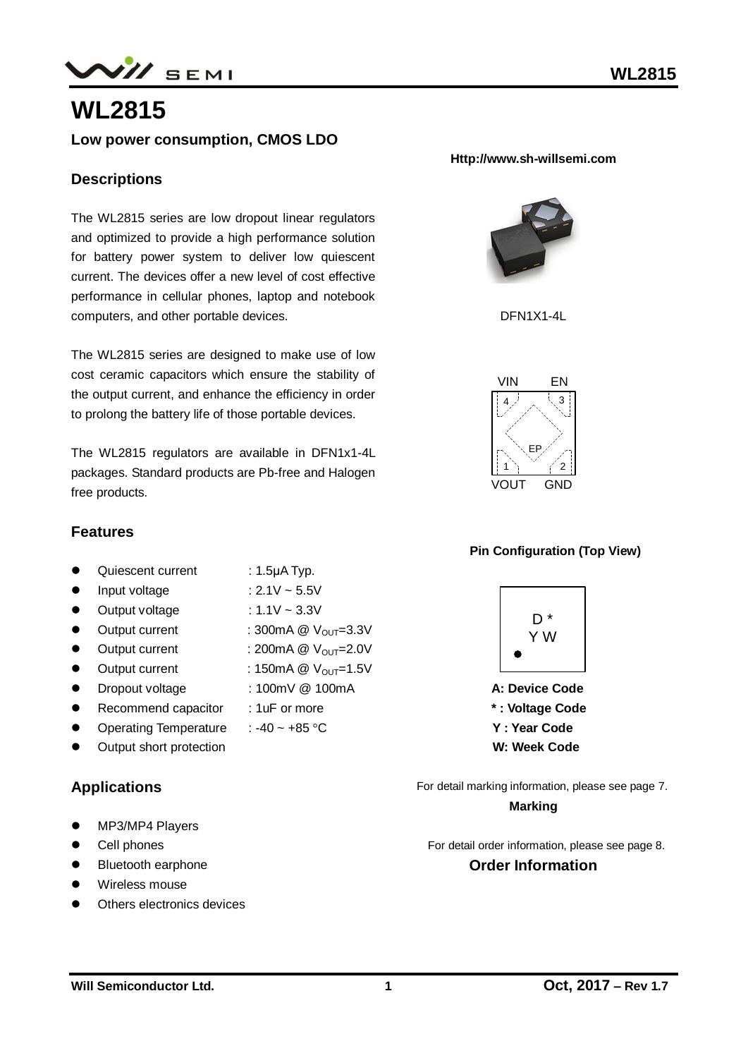# WL2815

**Low power consumption, CMOS LDO**

**Http://www.sh-willsemi.com**

## Descriptions

The WL2815 series are low dropout linear regulators and optimized to provide a high performance solution for battery power system to deliver low quiescent current. The devices offer a new level of cost effective performance in cellular phones, laptop and notebook computers, and other portable devices.

The WL2815 series are designed to make use of low cost ceramic capacitors which ensure the stability of the output current, and enhance the efficiency in order to prolong the battery life of those portable devices.

The WL2815 regulators are available in DFN1x1-4L packages. Standard products are Pb-free and Halogen free products.

DFN1X1-4L

VIN (4), EN (3), EP, VOUT (1), GND (2)

**Pin Configuration (Top View)**

## Features

- Quiescent current : 1.5μA Typ.
- Input voltage : 2.1V ~ 5.5V
- Output voltage : 1.1V ~ 3.3V
- Output current : 300mA @ $V_{OUT}$=3.3V
- Output current : 200mA @ $V_{OUT}$=2.0V
- Output current : 150mA @ $V_{OUT}$=1.5V
- Dropout voltage : 100mV @ 100mA
- Recommend capacitor : 1uF or more
- Operating Temperature : -40 ~ +85 °C
- Output short protection

D *
Y W

**A: Device Code**
** : Voltage Code**
**Y : Year Code**
**W: Week Code**

For detail marking information, please see page 7.

**Marking**

## Applications

- MP3/MP4 Players
- Cell phones
- Bluetooth earphone
- Wireless mouse
- Others electronics devices

For detail order information, please see page 8.

**Order Information**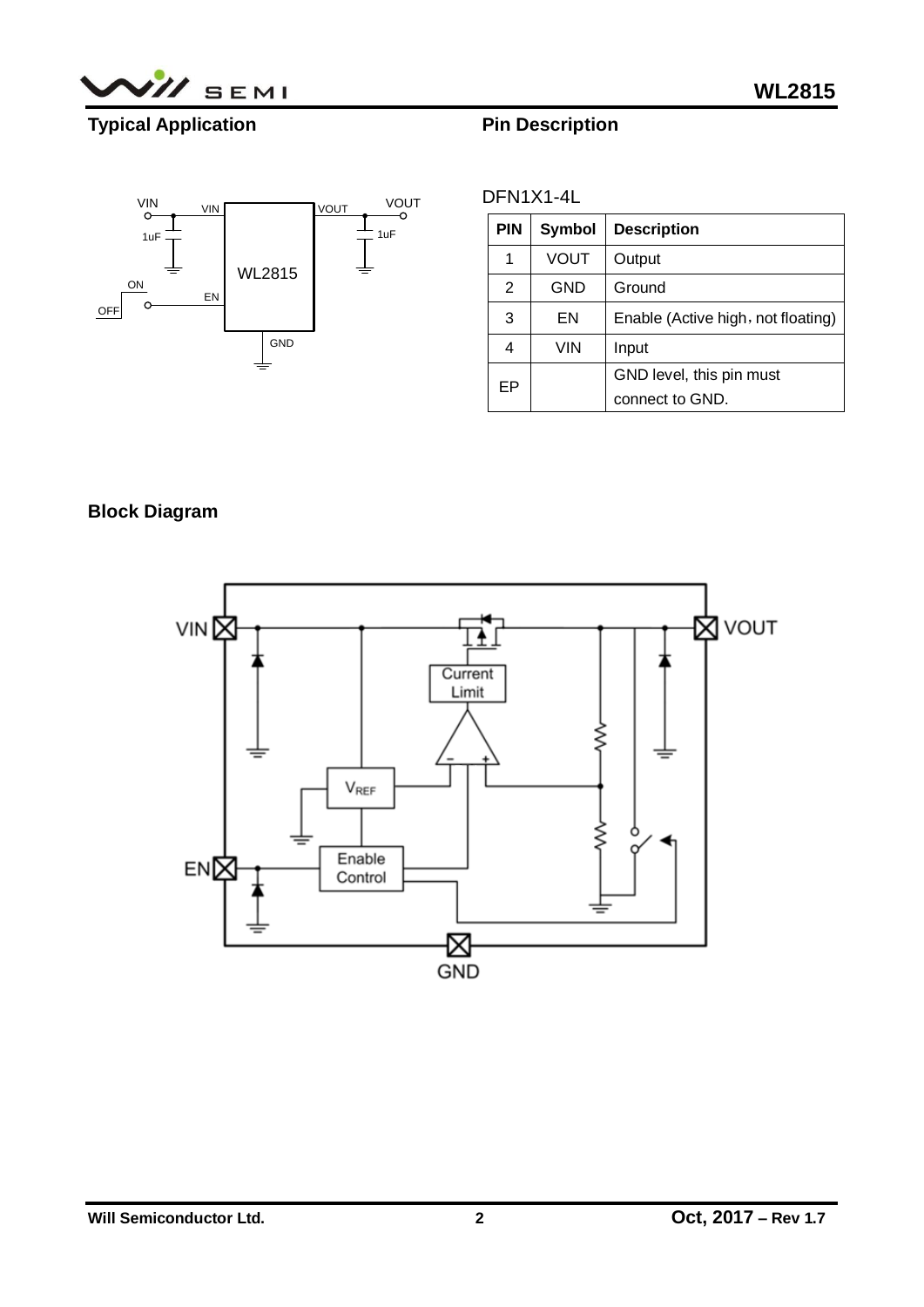## Typical Application

## Pin Description

DFN1X1-4L

| PIN | Symbol | Description |
|---|---|---|
| 1 | VOUT | Output |
| 2 | GND | Ground |
| 3 | EN | Enable (Active high，not floating) |
| 4 | VIN | Input |
| EP | | GND level, this pin must connect to GND. |

## Block Diagram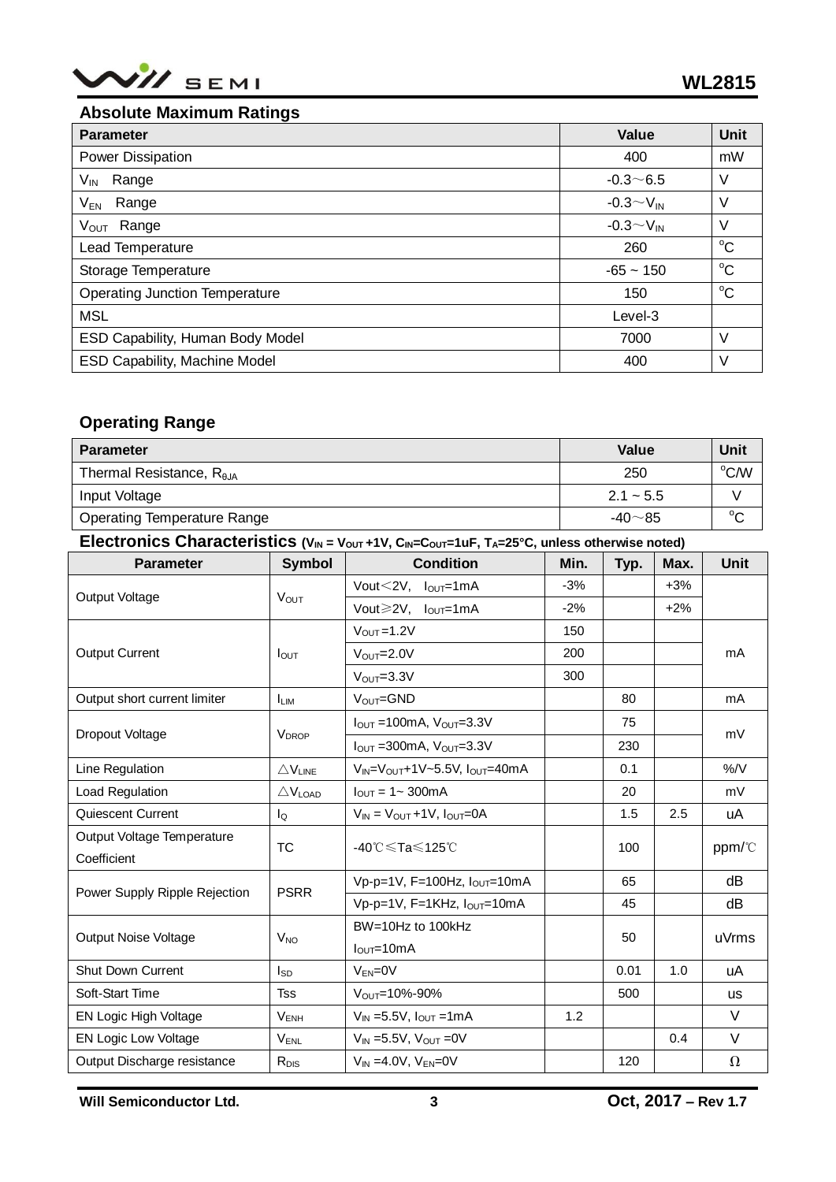## Absolute Maximum Ratings

| Parameter | Value | Unit |
|---|---|---|
| Power Dissipation | 400 | mW |
| $V_{IN}$ Range | -0.3～6.5 | V |
| $V_{EN}$ Range | -0.3～$V_{IN}$ | V |
| $V_{OUT}$ Range | -0.3～$V_{IN}$ | V |
| Lead Temperature | 260 | °C |
| Storage Temperature | -65 ~ 150 | °C |
| Operating Junction Temperature | 150 | °C |
| MSL | Level-3 | |
| ESD Capability, Human Body Model | 7000 | V |
| ESD Capability, Machine Model | 400 | V |

## Operating Range

| Parameter | Value | Unit |
|---|---|---|
| Thermal Resistance, $R_{θJA}$ | 250 | °C/W |
| Input Voltage | 2.1 ~ 5.5 | V |
| Operating Temperature Range | -40～85 | °C |

## Electronics Characteristics ($V_{IN}$ = $V_{OUT}$ +1V, $C_{IN}$=$C_{OUT}$=1uF, $T_A$=25°C, unless otherwise noted)

| Parameter | Symbol | Condition | Min. | Typ. | Max. | Unit |
|---|---|---|---|---|---|---|
| Output Voltage | $V_{OUT}$ | Vout＜2V, $I_{OUT}$=1mA | -3% | | +3% | |
| | | Vout≥2V, $I_{OUT}$=1mA | -2% | | +2% | |
| Output Current | $I_{OUT}$ | $V_{OUT}$=1.2V | 150 | | | mA |
| | | $V_{OUT}$=2.0V | 200 | | | |
| | | $V_{OUT}$=3.3V | 300 | | | |
| Output short current limiter | $I_{LIM}$ | $V_{OUT}$=GND | | 80 | | mA |
| Dropout Voltage | $V_{DROP}$ | $I_{OUT}$ =100mA, $V_{OUT}$=3.3V | | 75 | | mV |
| | | $I_{OUT}$ =300mA, $V_{OUT}$=3.3V | | 230 | | |
| Line Regulation | $\triangle V_{LINE}$ | $V_{IN}$=$V_{OUT}$+1V~5.5V, $I_{OUT}$=40mA | | 0.1 | | %/V |
| Load Regulation | $\triangle V_{LOAD}$ | $I_{OUT}$ = 1~ 300mA | | 20 | | mV |
| Quiescent Current | $I_Q$ | $V_{IN}$ = $V_{OUT}$ +1V, $I_{OUT}$=0A | | 1.5 | 2.5 | uA |
| Output Voltage Temperature Coefficient | TC | -40℃≤Ta≤125℃ | | 100 | | ppm/℃ |
| Power Supply Ripple Rejection | PSRR | Vp-p=1V, F=100Hz, $I_{OUT}$=10mA | | 65 | | dB |
| | | Vp-p=1V, F=1KHz, $I_{OUT}$=10mA | | 45 | | dB |
| Output Noise Voltage | $V_{NO}$ | BW=10Hz to 100kHz $I_{OUT}$=10mA | | 50 | | uVrms |
| Shut Down Current | $I_{SD}$ | $V_{EN}$=0V | | 0.01 | 1.0 | uA |
| Soft-Start Time | Tss | $V_{OUT}$=10%-90% | | 500 | | us |
| EN Logic High Voltage | $V_{ENH}$ | $V_{IN}$ =5.5V, $I_{OUT}$ =1mA | 1.2 | | | V |
| EN Logic Low Voltage | $V_{ENL}$ | $V_{IN}$ =5.5V, $V_{OUT}$ =0V | | | 0.4 | V |
| Output Discharge resistance | $R_{DIS}$ | $V_{IN}$ =4.0V, $V_{EN}$=0V | | 120 | | Ω |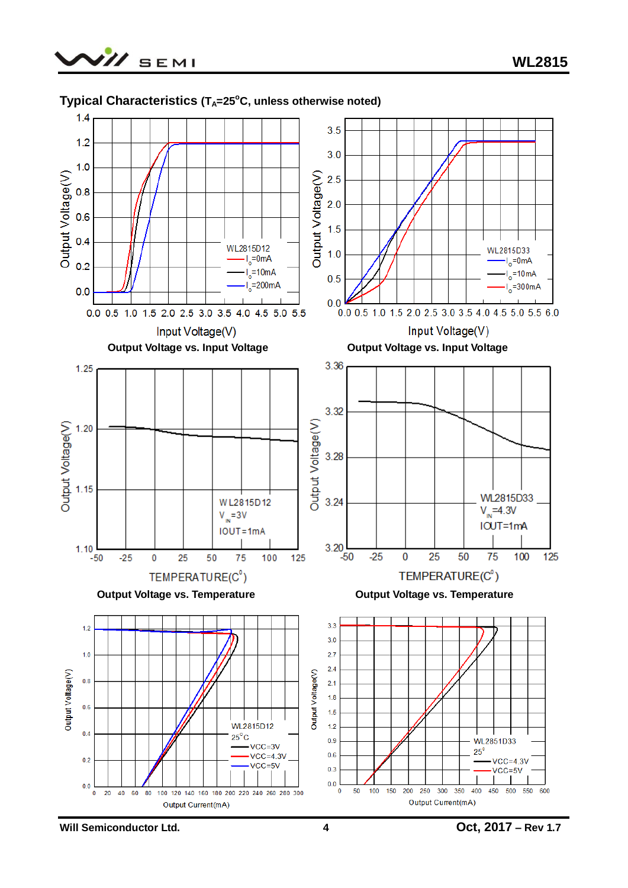## Typical Characteristics ($T_A$=25°C, unless otherwise noted)

Output Voltage vs. Input Voltage

Output Voltage vs. Input Voltage

Output Voltage vs. Temperature

Output Voltage vs. Temperature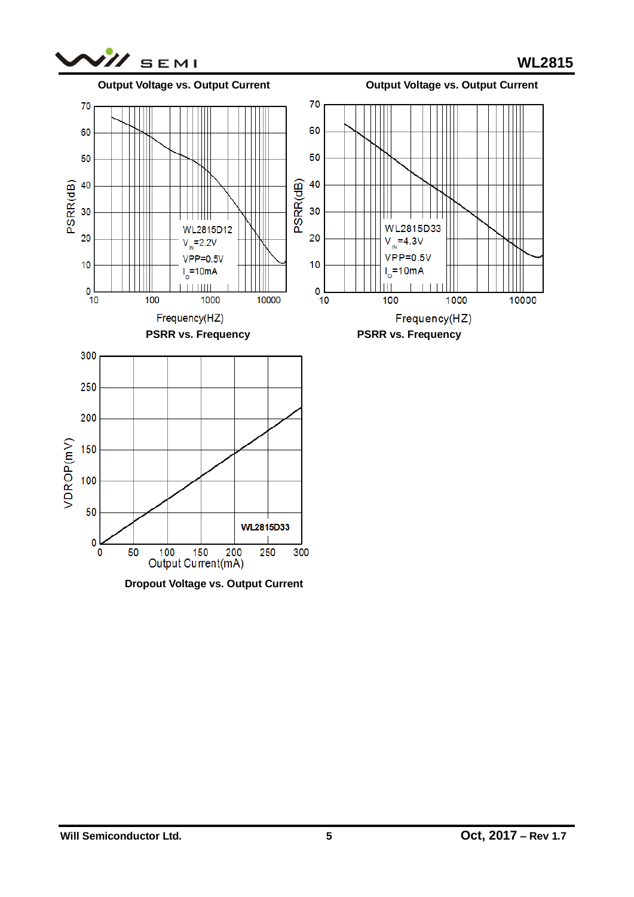Output Voltage vs. Output Current

Output Voltage vs. Output Current

PSRR vs. Frequency

PSRR vs. Frequency

Dropout Voltage vs. Output Current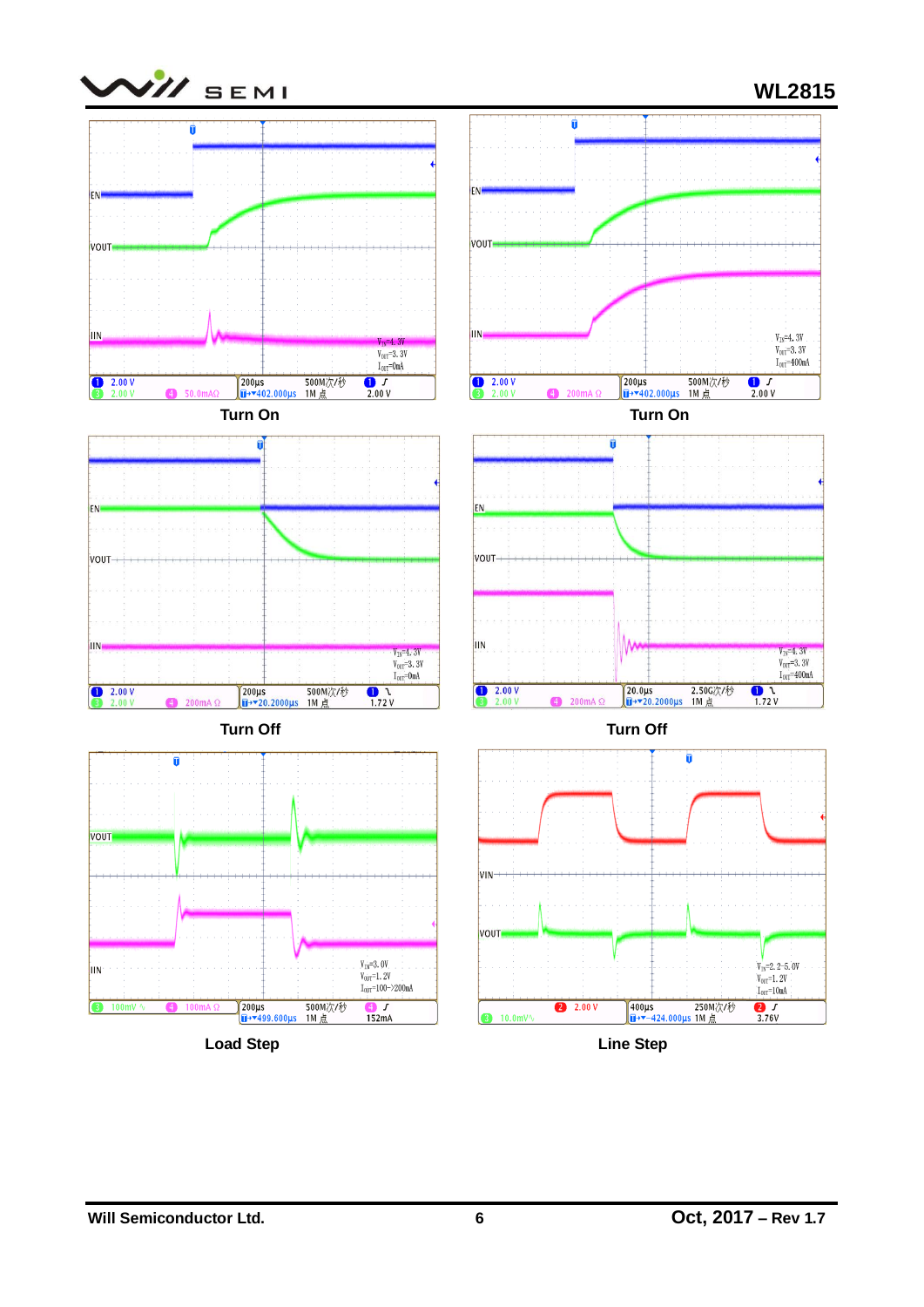Turn On

Turn On

Turn Off

Turn Off

Load Step

Line Step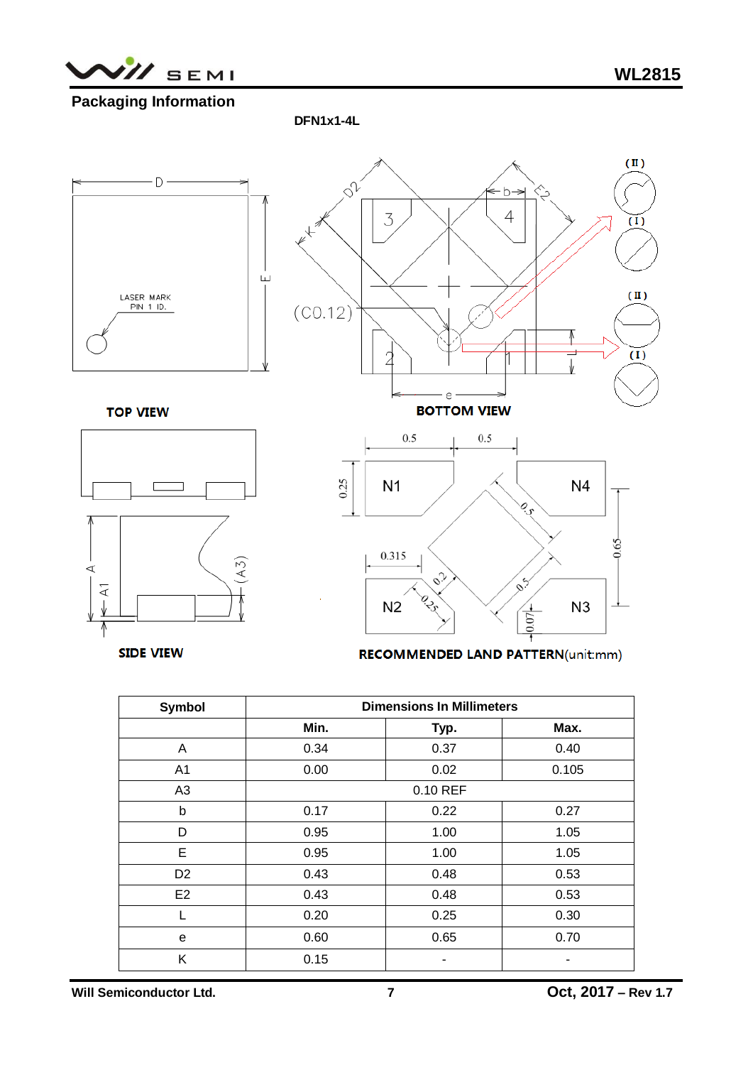## Packaging Information

**DFN1x1-4L**

TOP VIEW

BOTTOM VIEW

SIDE VIEW

RECOMMENDED LAND PATTERN(unit:mm)

| Symbol | Dimensions In Millimeters | | |
|---|---|---|---|
| | Min. | Typ. | Max. |
| A | 0.34 | 0.37 | 0.40 |
| A1 | 0.00 | 0.02 | 0.105 |
| A3 | 0.10 REF | | |
| b | 0.17 | 0.22 | 0.27 |
| D | 0.95 | 1.00 | 1.05 |
| E | 0.95 | 1.00 | 1.05 |
| D2 | 0.43 | 0.48 | 0.53 |
| E2 | 0.43 | 0.48 | 0.53 |
| L | 0.20 | 0.25 | 0.30 |
| e | 0.60 | 0.65 | 0.70 |
| K | 0.15 | - | - |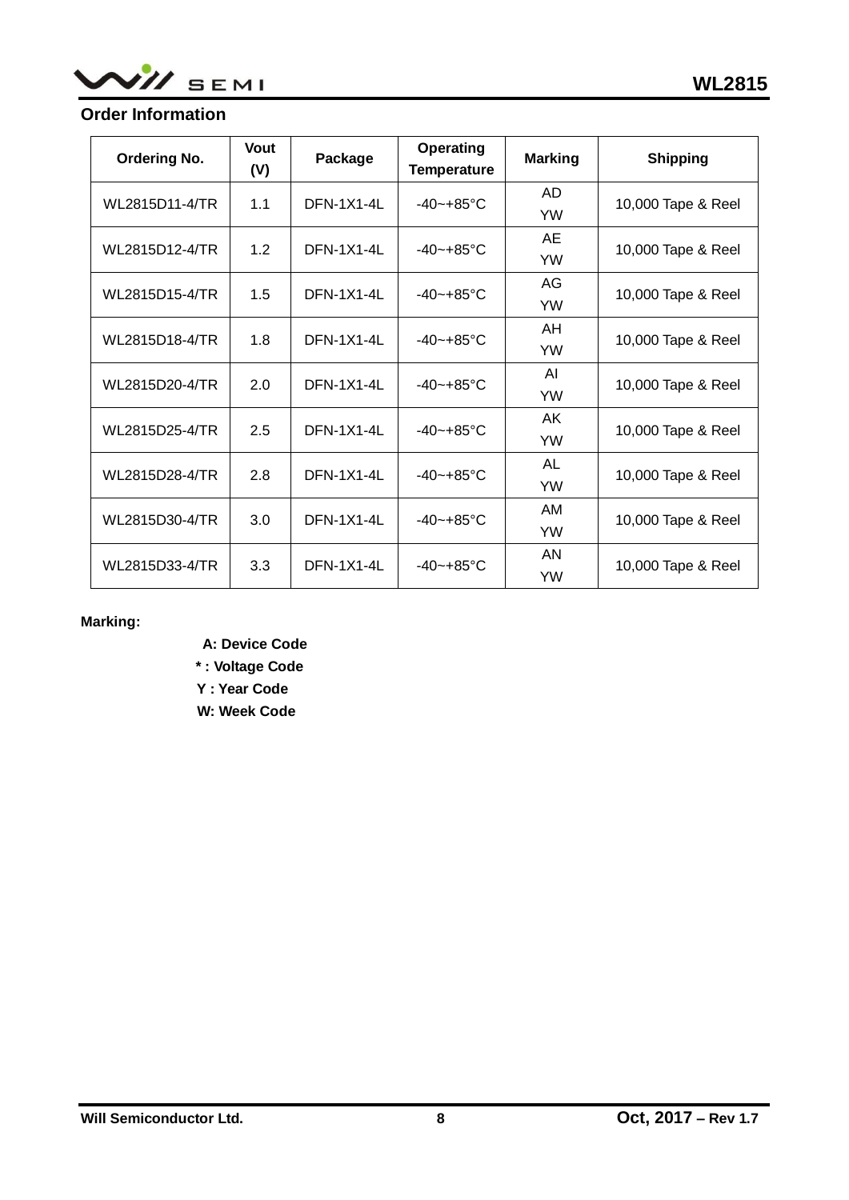## Order Information

| Ordering No. | Vout (V) | Package | Operating Temperature | Marking | Shipping |
|---|---|---|---|---|---|
| WL2815D11-4/TR | 1.1 | DFN-1X1-4L | -40~+85°C | AD<br>YW | 10,000 Tape & Reel |
| WL2815D12-4/TR | 1.2 | DFN-1X1-4L | -40~+85°C | AE<br>YW | 10,000 Tape & Reel |
| WL2815D15-4/TR | 1.5 | DFN-1X1-4L | -40~+85°C | AG<br>YW | 10,000 Tape & Reel |
| WL2815D18-4/TR | 1.8 | DFN-1X1-4L | -40~+85°C | AH<br>YW | 10,000 Tape & Reel |
| WL2815D20-4/TR | 2.0 | DFN-1X1-4L | -40~+85°C | AI<br>YW | 10,000 Tape & Reel |
| WL2815D25-4/TR | 2.5 | DFN-1X1-4L | -40~+85°C | AK<br>YW | 10,000 Tape & Reel |
| WL2815D28-4/TR | 2.8 | DFN-1X1-4L | -40~+85°C | AL<br>YW | 10,000 Tape & Reel |
| WL2815D30-4/TR | 3.0 | DFN-1X1-4L | -40~+85°C | AM<br>YW | 10,000 Tape & Reel |
| WL2815D33-4/TR | 3.3 | DFN-1X1-4L | -40~+85°C | AN<br>YW | 10,000 Tape & Reel |

**Marking:**

**A: Device Code**

**\* : Voltage Code**

**Y : Year Code**

**W: Week Code**